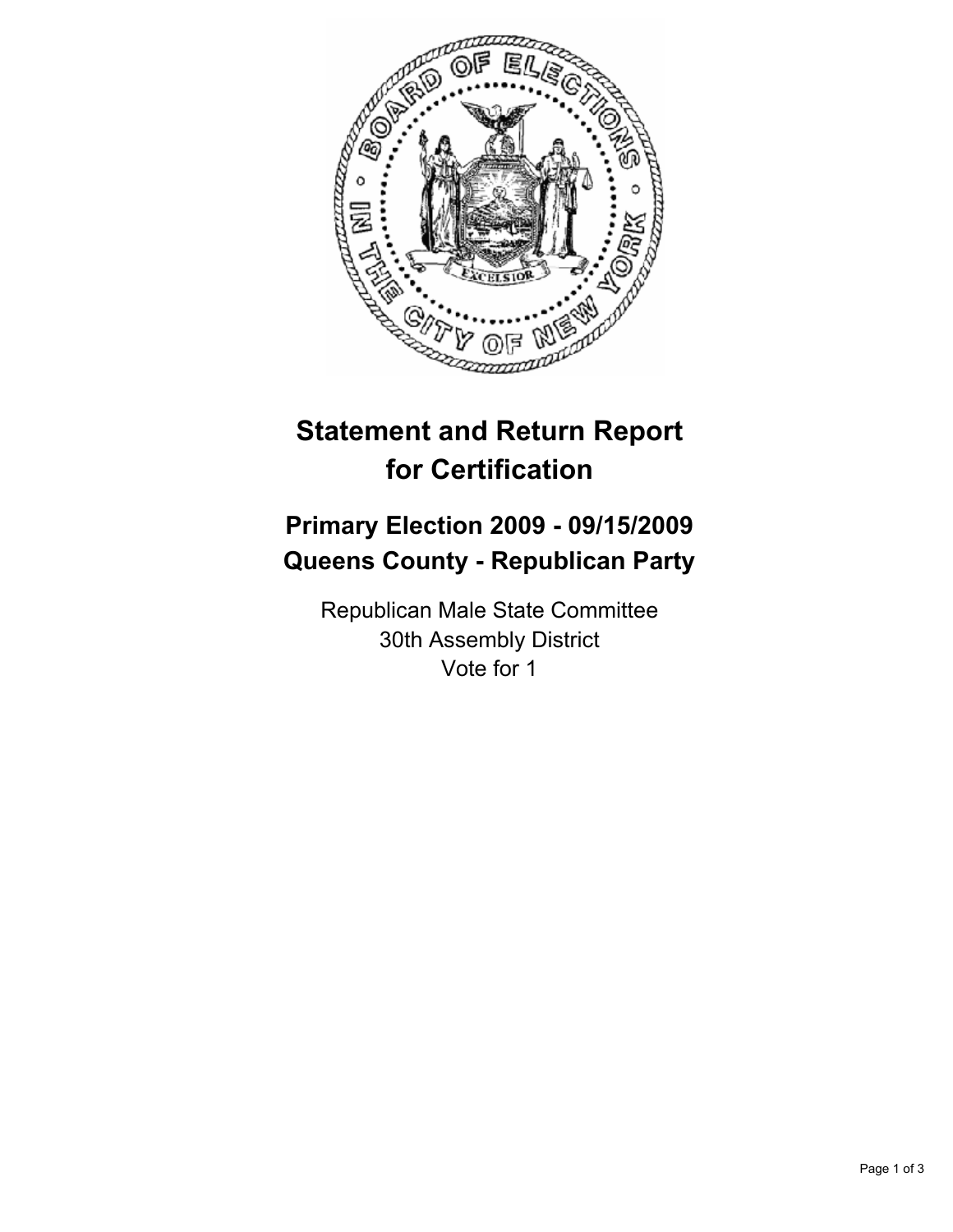# Statement and Return Report for Certification

## Primary Election 2009 - 09/15/2009
## Queens County - Republican Party

Republican Male State Committee
30th Assembly District
Vote for 1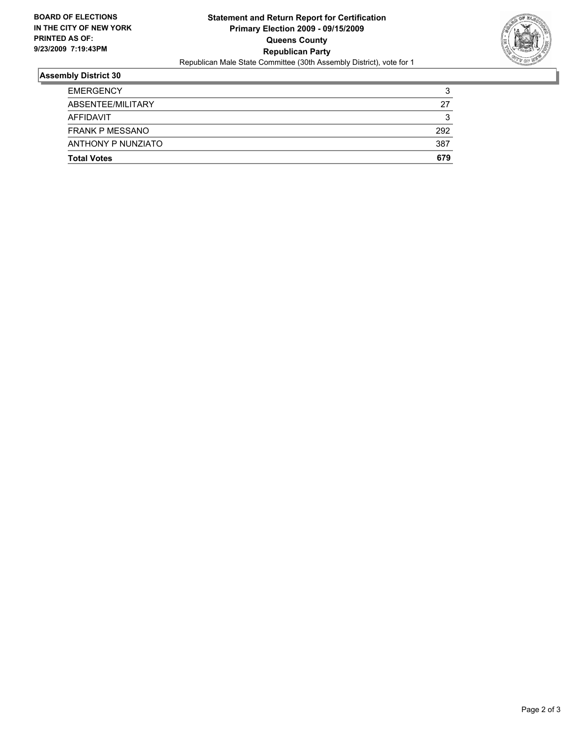**BOARD OF ELECTIONS**
**IN THE CITY OF NEW YORK**
**PRINTED AS OF:**
**9/23/2009 7:19:43PM**

# Statement and Return Report for Certification
## Primary Election 2009 - 09/15/2009
## Queens County
## Republican Party

Republican Male State Committee (30th Assembly District), vote for 1

### Assembly District 30

| | |
|---|---|
| EMERGENCY | 3 |
| ABSENTEE/MILITARY | 27 |
| AFFIDAVIT | 3 |
| FRANK P MESSANO | 292 |
| ANTHONY P NUNZIATO | 387 |
| **Total Votes** | **679** |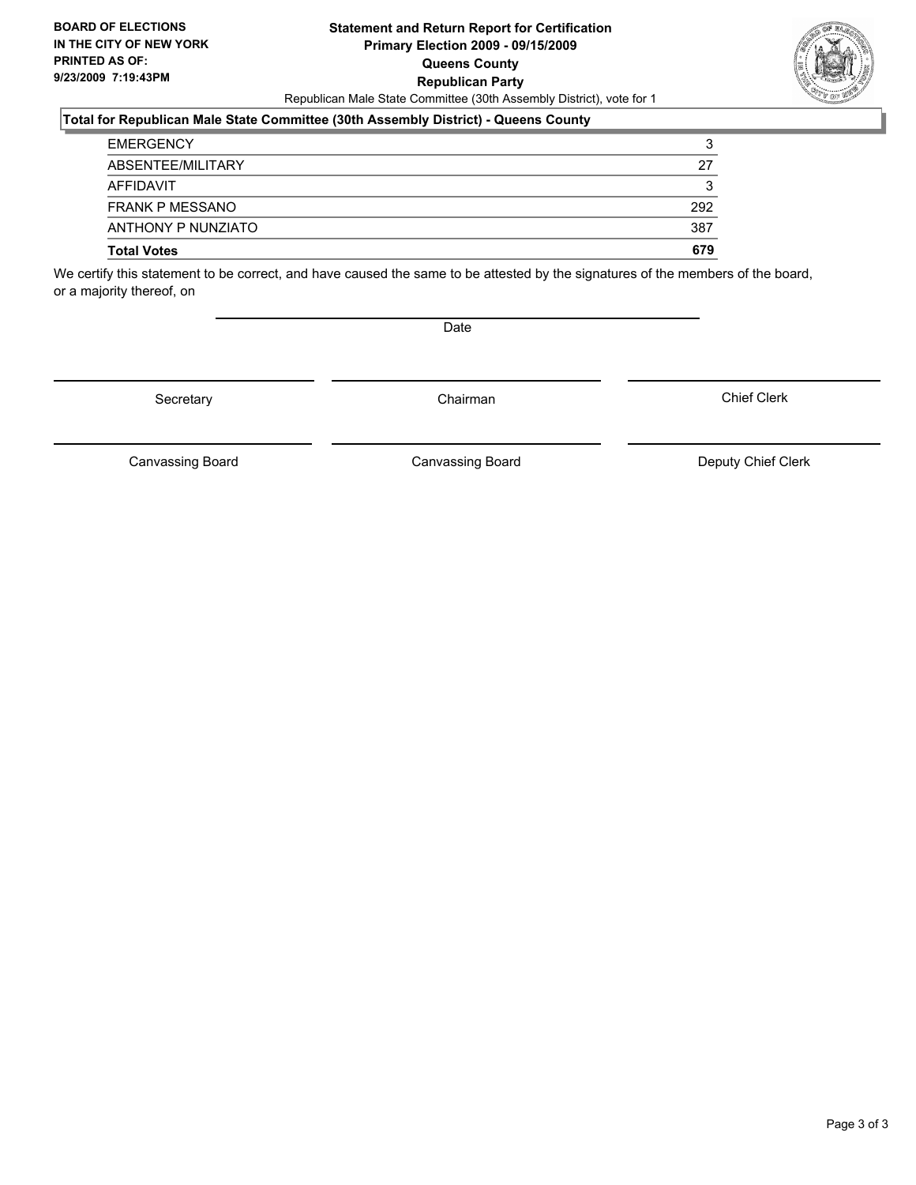**BOARD OF ELECTIONS IN THE CITY OF NEW YORK PRINTED AS OF: 9/23/2009 7:19:43PM**

**Statement and Return Report for Certification Primary Election 2009 - 09/15/2009 Queens County Republican Party**

Republican Male State Committee (30th Assembly District), vote for 1

**Total for Republican Male State Committee (30th Assembly District) - Queens County**

| | |
|---|---|
| EMERGENCY | 3 |
| ABSENTEE/MILITARY | 27 |
| AFFIDAVIT | 3 |
| FRANK P MESSANO | 292 |
| ANTHONY P NUNZIATO | 387 |
| **Total Votes** | **679** |

We certify this statement to be correct, and have caused the same to be attested by the signatures of the members of the board, or a majority thereof, on

Date

Secretary

Chairman

Chief Clerk

Canvassing Board

Canvassing Board

Deputy Chief Clerk